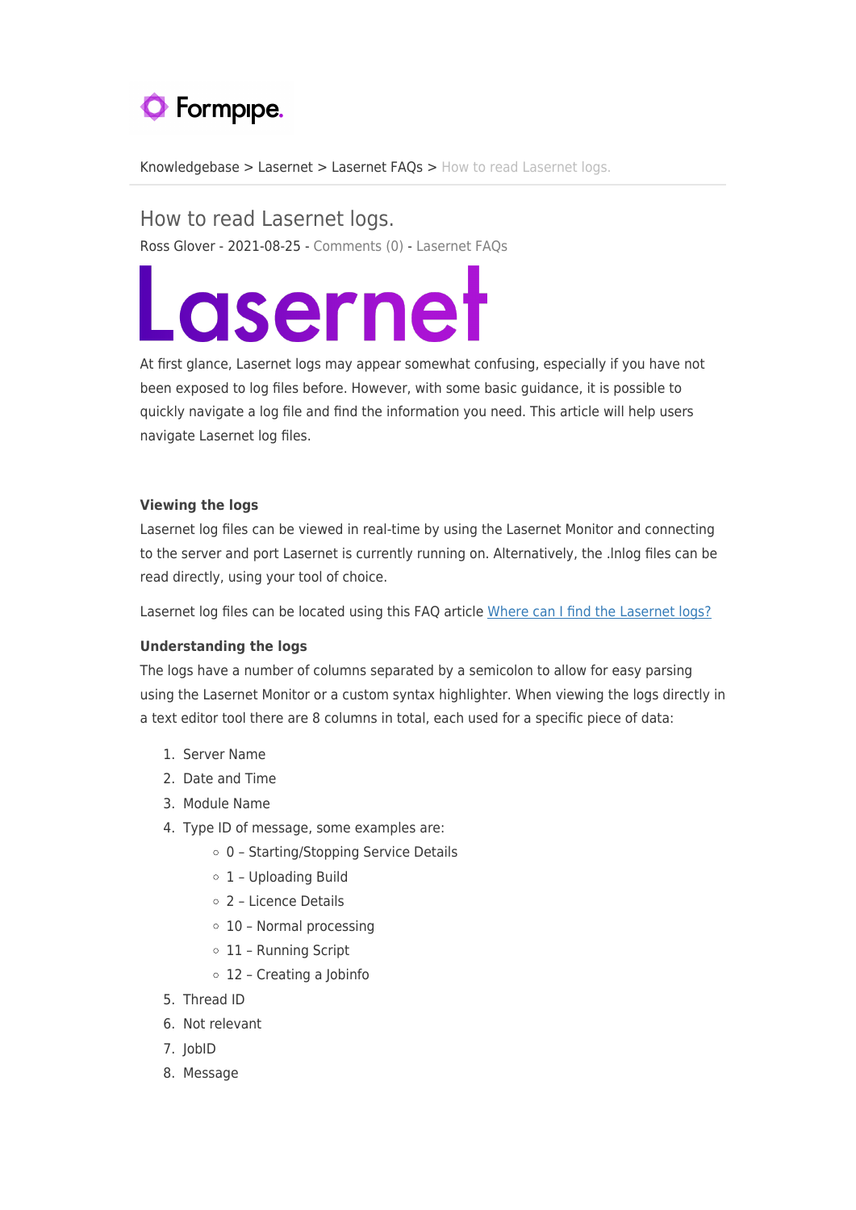Knowledgebase > Lasernet > Lasernet FAQs > How to read Lasernet logs.

# How to read Lasernet logs.

Ross Glover - 2021-08-25 - Comments (0) - Lasernet FAQs

Lasernet

At first glance, Lasernet logs may appear somewhat confusing, especially if you have not been exposed to log files before. However, with some basic guidance, it is possible to quickly navigate a log file and find the information you need. This article will help users navigate Lasernet log files.

**Viewing the logs**

Lasernet log files can be viewed in real-time by using the Lasernet Monitor and connecting to the server and port Lasernet is currently running on. Alternatively, the .lnlog files can be read directly, using your tool of choice.

Lasernet log files can be located using this FAQ article [Where can I find the Lasernet logs?]

**Understanding the logs**

The logs have a number of columns separated by a semicolon to allow for easy parsing using the Lasernet Monitor or a custom syntax highlighter. When viewing the logs directly in a text editor tool there are 8 columns in total, each used for a specific piece of data:

1. Server Name
2. Date and Time
3. Module Name
4. Type ID of message, some examples are:
   - 0 – Starting/Stopping Service Details
   - 1 – Uploading Build
   - 2 – Licence Details
   - 10 – Normal processing
   - 11 – Running Script
   - 12 – Creating a Jobinfo
5. Thread ID
6. Not relevant
7. JobID
8. Message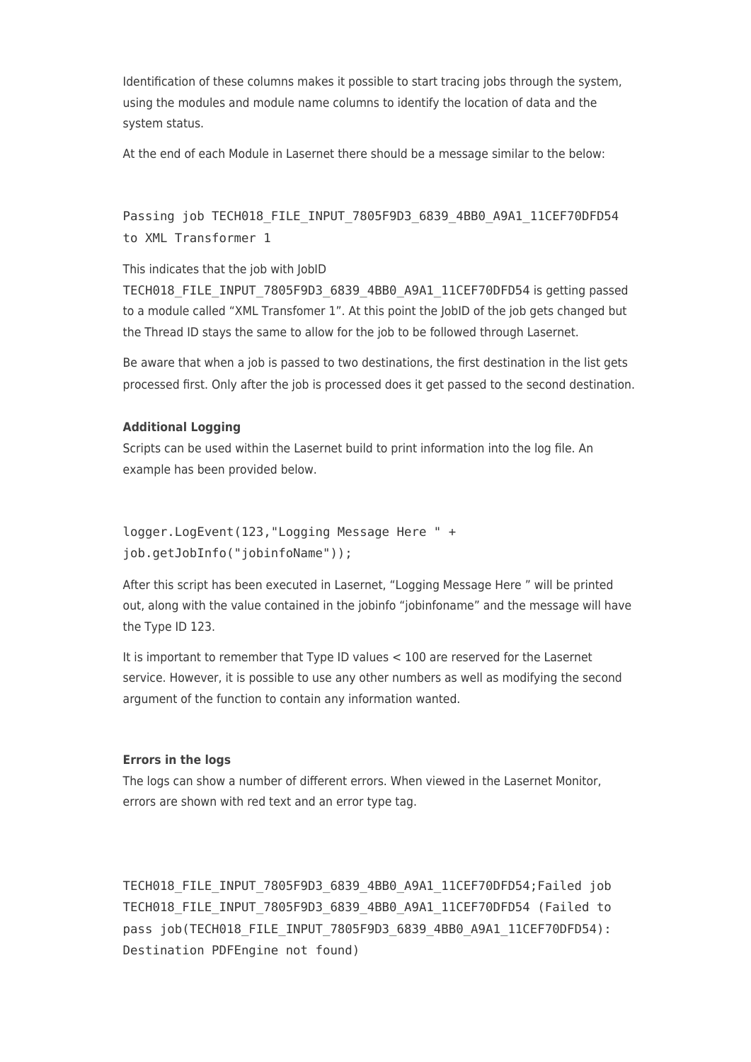Identification of these columns makes it possible to start tracing jobs through the system, using the modules and module name columns to identify the location of data and the system status.

At the end of each Module in Lasernet there should be a message similar to the below:

```
Passing job TECH018_FILE_INPUT_7805F9D3_6839_4BB0_A9A1_11CEF70DFD54
to XML Transformer 1
```

This indicates that the job with JobID TECH018_FILE_INPUT_7805F9D3_6839_4BB0_A9A1_11CEF70DFD54 is getting passed to a module called "XML Transfomer 1". At this point the JobID of the job gets changed but the Thread ID stays the same to allow for the job to be followed through Lasernet.

Be aware that when a job is passed to two destinations, the first destination in the list gets processed first. Only after the job is processed does it get passed to the second destination.

**Additional Logging**

Scripts can be used within the Lasernet build to print information into the log file. An example has been provided below.

```
logger.LogEvent(123,"Logging Message Here " +
job.getJobInfo("jobinfoName"));
```

After this script has been executed in Lasernet, "Logging Message Here " will be printed out, along with the value contained in the jobinfo "jobinfoname" and the message will have the Type ID 123.

It is important to remember that Type ID values < 100 are reserved for the Lasernet service. However, it is possible to use any other numbers as well as modifying the second argument of the function to contain any information wanted.

**Errors in the logs**

The logs can show a number of different errors. When viewed in the Lasernet Monitor, errors are shown with red text and an error type tag.

```
TECH018_FILE_INPUT_7805F9D3_6839_4BB0_A9A1_11CEF70DFD54;Failed job
TECH018_FILE_INPUT_7805F9D3_6839_4BB0_A9A1_11CEF70DFD54 (Failed to
pass job(TECH018_FILE_INPUT_7805F9D3_6839_4BB0_A9A1_11CEF70DFD54):
Destination PDFEngine not found)
```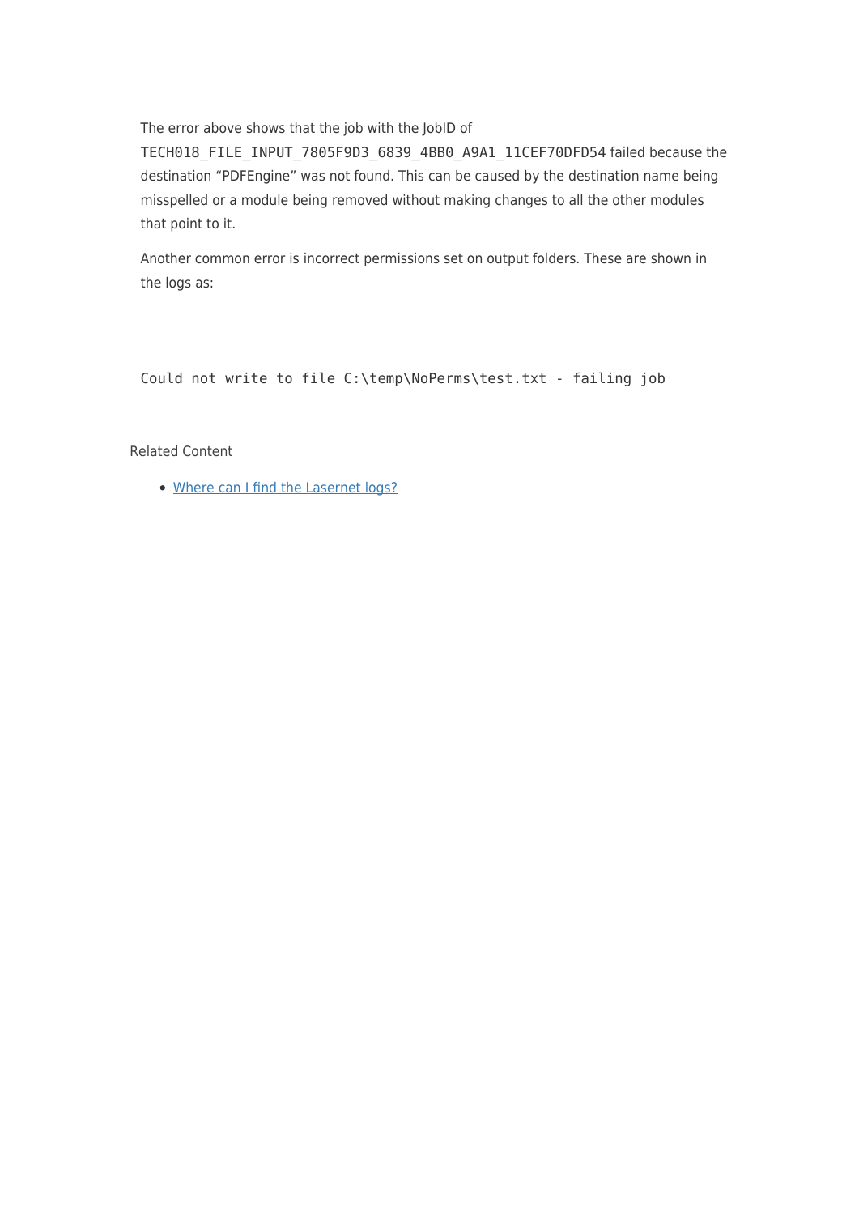The error above shows that the job with the JobID of `TECH018_FILE_INPUT_7805F9D3_6839_4BB0_A9A1_11CEF70DFD54` failed because the destination “PDFEngine” was not found. This can be caused by the destination name being misspelled or a module being removed without making changes to all the other modules that point to it.

Another common error is incorrect permissions set on output folders. These are shown in the logs as:

```
Could not write to file C:\temp\NoPerms\test.txt - failing job
```

Related Content

- [Where can I find the Lasernet logs?]()